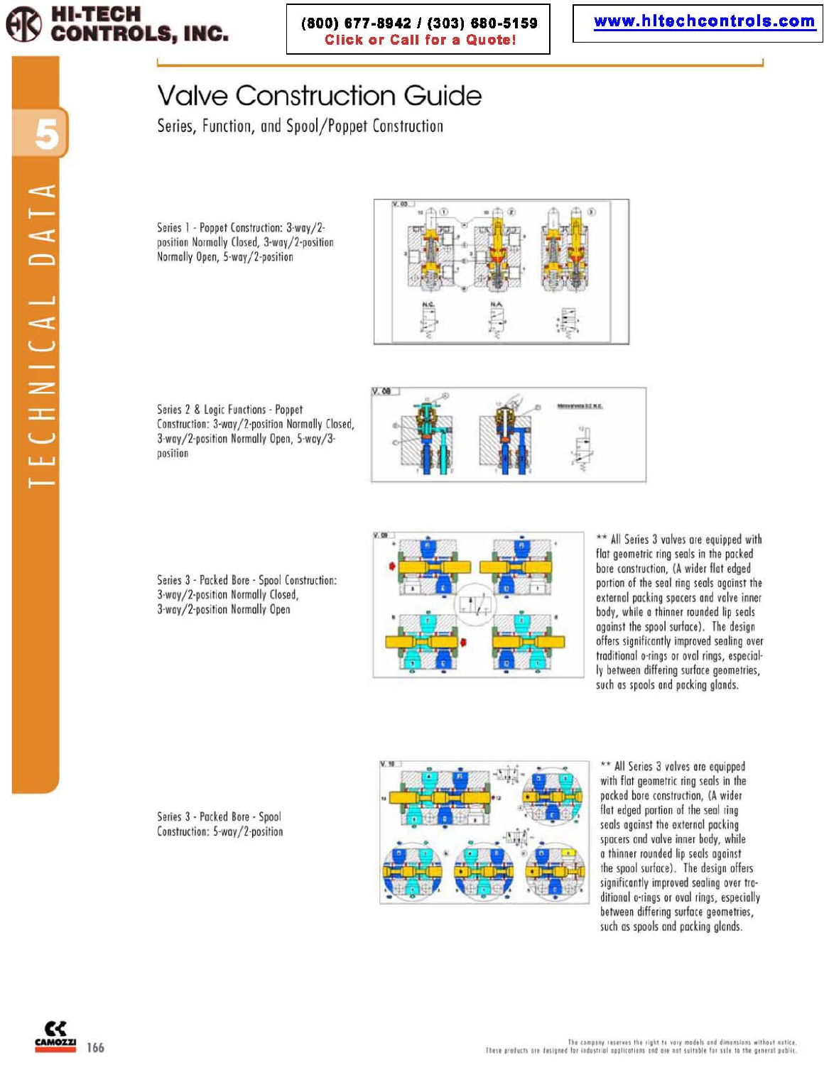# Valve Construction Guide

Series, Function, and Spool/Poppet Construction

Series 1 - Poppet Construction: 3-way/2-position Normally Closed, 3-way/2-position Normally Open, 5-way/2-position

Series 2 & Logic Functions - Poppet Construction: 3-way/2-position Normally Closed, 3-way/2-position Normally Open, 5-way/3-position

Series 3 - Packed Bore - Spool Construction: 3-way/2-position Normally Closed, 3-way/2-position Normally Open

** All Series 3 valves are equipped with flat geometric ring seals in the packed bore construction, (A wider flat edged portion of the seal ring seals against the external packing spacers and valve inner body, while a thinner rounded lip seals against the spool surface). The design offers significantly improved sealing over traditional o-rings or oval rings, especially between differing surface geometries, such as spools and packing glands.

Series 3 - Packed Bore - Spool Construction: 5-way/2-position

** All Series 3 valves are equipped with flat geometric ring seals in the packed bore construction, (A wider flat edged portion of the seal ring seals against the external packing spacers and valve inner body, while a thinner rounded lip seals against the spool surface). The design offers significantly improved sealing over traditional o-rings or oval rings, especially between differing surface geometries, such as spools and packing glands.

The company reserves the right to vary models and dimensions without notice.
These products are designed for industrial applications and are not suitable for sale to the general public.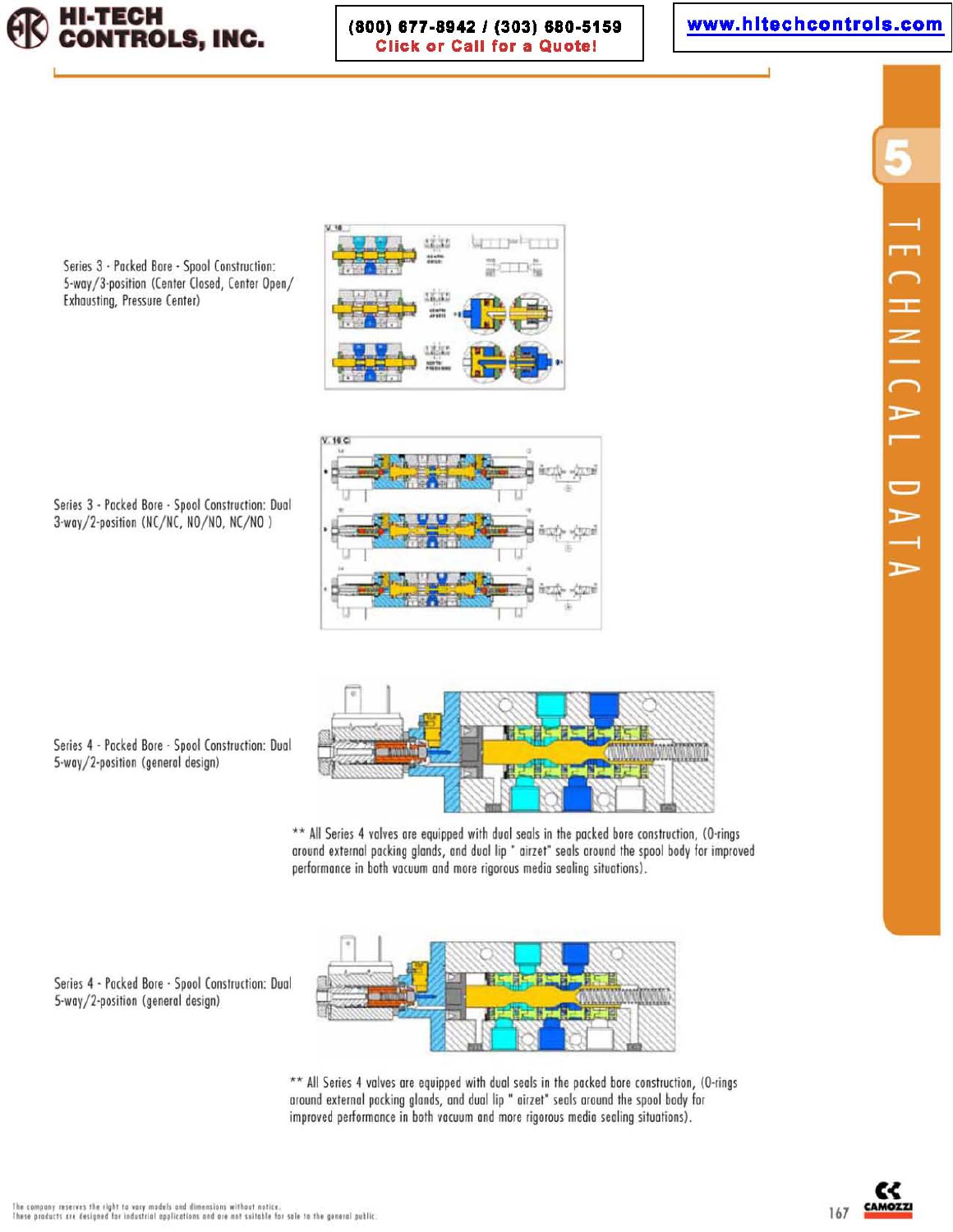Series 3 - Packed Bore - Spool Construction: 5-way/3-position (Center Closed, Center Open/ Exhausting, Pressure Center)

Series 3 - Packed Bore - Spool Construction: Dual 3-way/2-position (NC/NC, NO/NO, NC/NO )

Series 4 - Packed Bore - Spool Construction: Dual 5-way/2-position (general design)

** All Series 4 valves are equipped with dual seals in the packed bore construction, (O-rings around external packing glands, and dual lip " airzet" seals around the spool body for improved performance in both vacuum and more rigorous media sealing situations).

Series 4 - Packed Bore - Spool Construction: Dual 5-way/2-position (general design)

** All Series 4 valves are equipped with dual seals in the packed bore construction, (O-rings around external packing glands, and dual lip " airzet" seals around the spool body for improved performance in both vacuum and more rigorous media sealing situations).

The company reserves the right to vary models and dimensions without notice.
These products are designed for industrial applications and are not suitable for sale to the general public.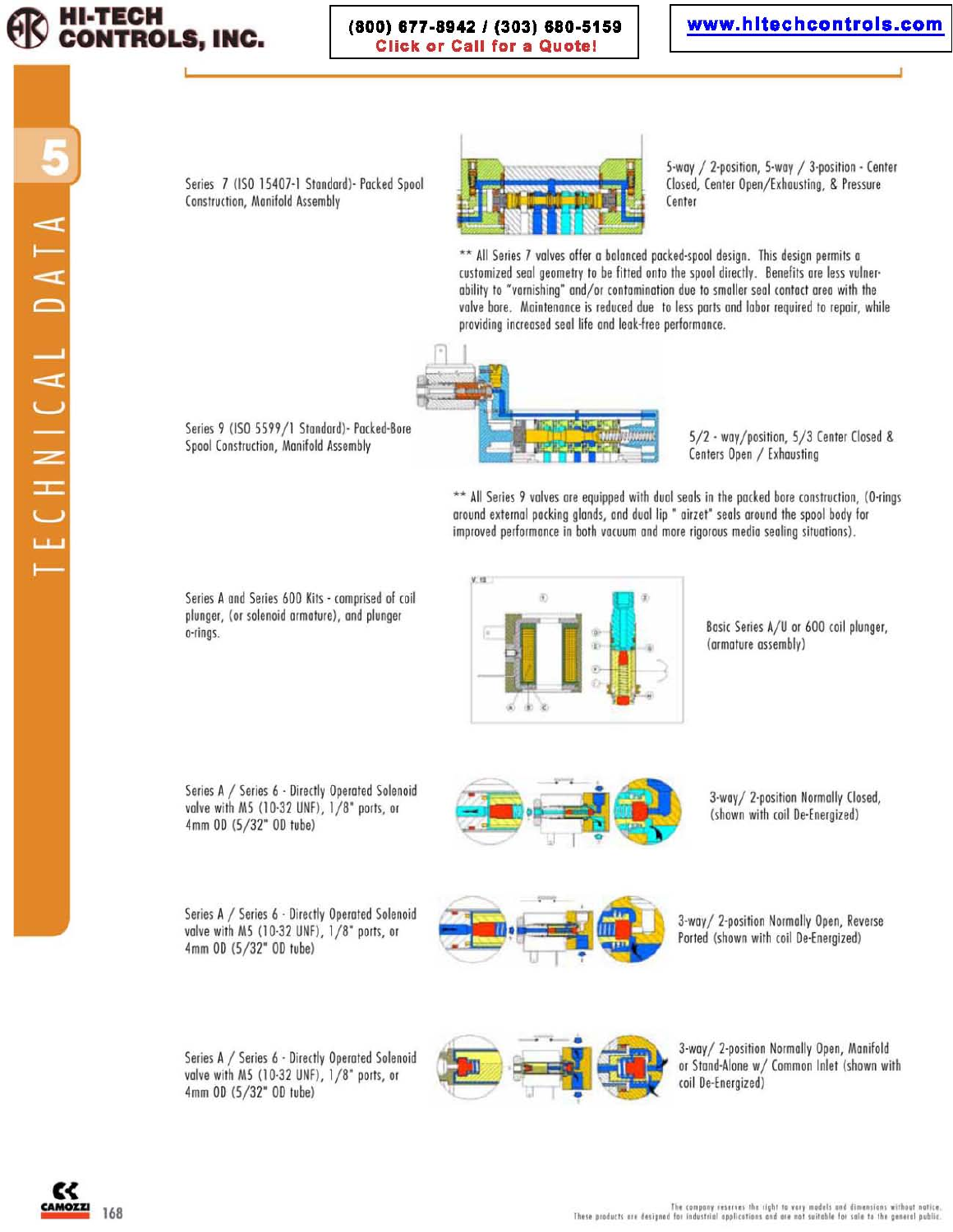Series 7 (ISO 15407-1 Standard)- Packed Spool Construction, Manifold Assembly

5-way / 2-position, 5-way / 3-position - Center Closed, Center Open/Exhausting, & Pressure Center

** All Series 7 valves offer a balanced packed-spool design. This design permits a customized seal geometry to be fitted onto the spool directly. Benefits are less vulnerability to "varnishing" and/or contamination due to smaller seal contact area with the valve bore. Maintenance is reduced due to less parts and labor required to repair, while providing increased seal life and leak-free performance.

Series 9 (ISO 5599/1 Standard)- Packed-Bore Spool Construction, Manifold Assembly

5/2 - way/position, 5/3 Center Closed & Centers Open / Exhausting

** All Series 9 valves are equipped with dual seals in the packed bore construction, (O-rings around external packing glands, and dual lip " airzet" seals around the spool body for improved performance in both vacuum and more rigorous media sealing situations).

Series A and Series 600 Kits - comprised of coil plunger, (or solenoid armature), and plunger o-rings.

Basic Series A/U or 600 coil plunger, (armature assembly)

Series A / Series 6 - Directly Operated Solenoid valve with M5 (10-32 UNF), 1/8" ports, or 4mm OD (5/32" OD tube)

3-way/ 2-position Normally Closed, (shown with coil De-Energized)

Series A / Series 6 - Directly Operated Solenoid valve with M5 (10-32 UNF), 1/8" ports, or 4mm OD (5/32" OD tube)

3-way/ 2-position Normally Open, Reverse Ported (shown with coil De-Energized)

Series A / Series 6 - Directly Operated Solenoid valve with M5 (10-32 UNF), 1/8" ports, or 4mm OD (5/32" OD tube)

3-way/ 2-position Normally Open, Manifold or Stand-Alone w/ Common Inlet (shown with coil De-Energized)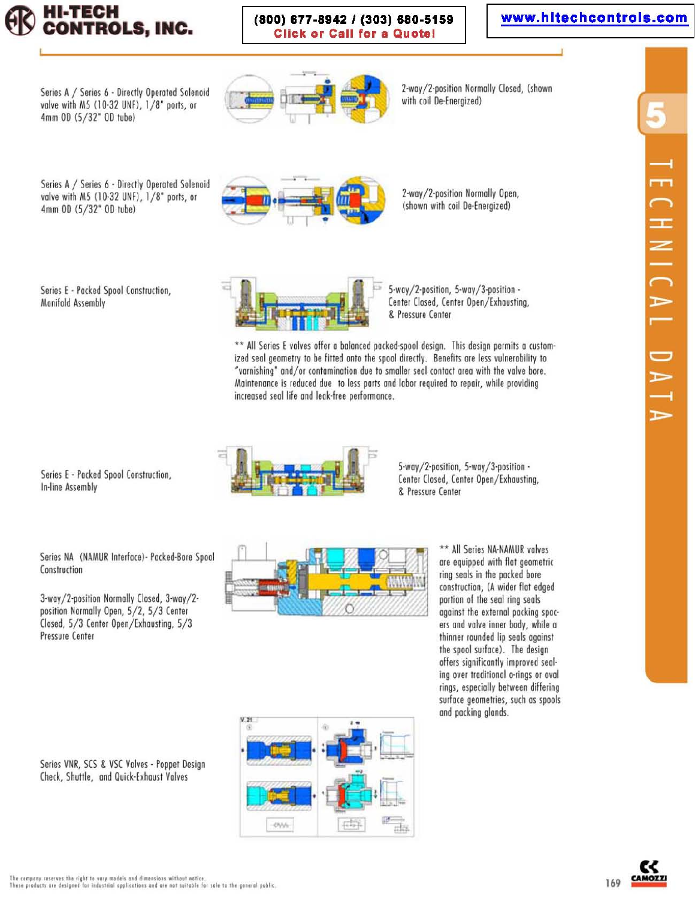Series A / Series 6 - Directly Operated Solenoid valve with M5 (10-32 UNF), 1/8" ports, or 4mm OD (5/32" OD tube)

2-way/2-position Normally Closed, (shown with coil De-Energized)

Series A / Series 6 - Directly Operated Solenoid valve with M5 (10-32 UNF), 1/8" ports, or 4mm OD (5/32" OD tube)

2-way/2-position Normally Open, (shown with coil De-Energized)

Series E - Packed Spool Construction, Manifold Assembly

5-way/2-position, 5-way/3-position - Center Closed, Center Open/Exhausting, & Pressure Center

** All Series E valves offer a balanced packed-spool design. This design permits a customized seal geometry to be fitted onto the spool directly. Benefits are less vulnerability to "varnishing" and/or contamination due to smaller seal contact area with the valve bore. Maintenance is reduced due to less parts and labor required to repair, while providing increased seal life and leak-free performance.

Series E - Packed Spool Construction, In-line Assembly

5-way/2-position, 5-way/3-position - Center Closed, Center Open/Exhausting, & Pressure Center

Series NA (NAMUR Interface)- Packed-Bore Spool Construction

3-way/2-position Normally Closed, 3-way/2-position Normally Open, 5/2, 5/3 Center Closed, 5/3 Center Open/Exhausting, 5/3 Pressure Center

** All Series NA-NAMUR valves are equipped with flat geometric ring seals in the packed bore construction, (A wider flat edged portion of the seal ring seals against the external packing spacers and valve inner body, while a thinner rounded lip seals against the spool surface). The design offers significantly improved sealing over traditional o-rings or oval rings, especially between differing surface geometries, such as spools and packing glands.

Series VNR, SCS & VSC Valves - Poppet Design Check, Shuttle, and Quick-Exhaust Valves

The company reserves the right to vary models and dimensions without notice.
These products are designed for industrial applications and are not suitable for sale to the general public.